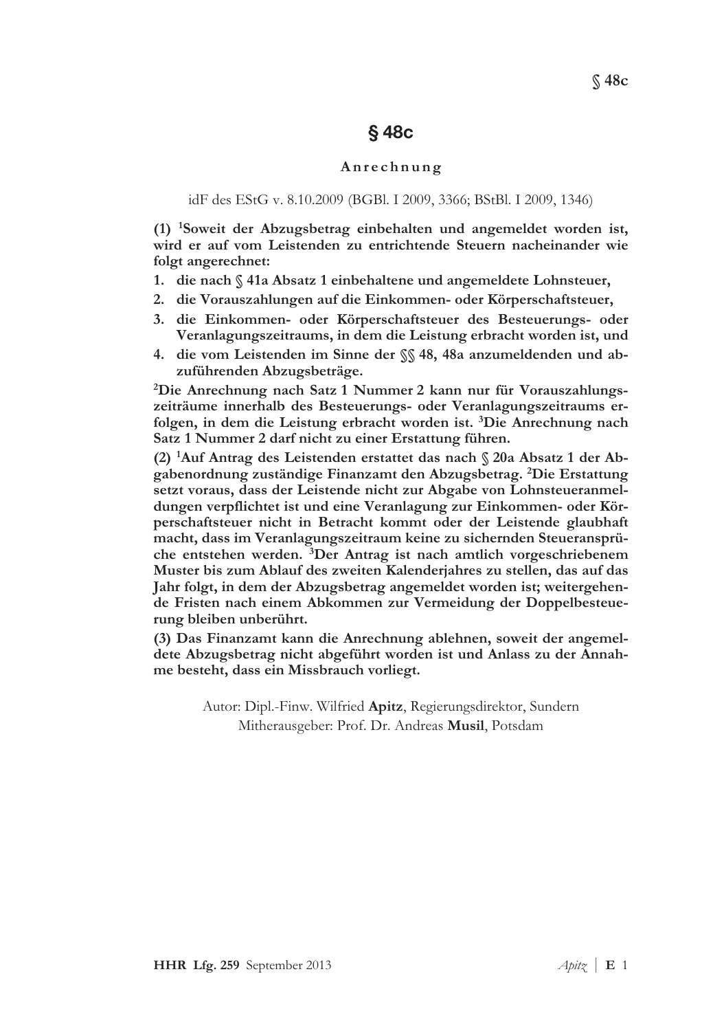# § 48c

**A n r e c h n u n g**

idF des EStG v. 8.10.2009 (BGBl. I 2009, 3366; BStBl. I 2009, 1346)

**(1) [1]Soweit der Abzugsbetrag einbehalten und angemeldet worden ist, wird er auf vom Leistenden zu entrichtende Steuern nacheinander wie folgt angerechnet:**

1. **die nach § 41a Absatz 1 einbehaltene und angemeldete Lohnsteuer,**
2. **die Vorauszahlungen auf die Einkommen- oder Körperschaftsteuer,**
3. **die Einkommen- oder Körperschaftsteuer des Besteuerungs- oder Veranlagungszeitraums, in dem die Leistung erbracht worden ist, und**
4. **die vom Leistenden im Sinne der §§ 48, 48a anzumeldenden und abzuführenden Abzugsbeträge.**

**[2]Die Anrechnung nach Satz 1 Nummer 2 kann nur für Vorauszahlungszeiträume innerhalb des Besteuerungs- oder Veranlagungszeitraums erfolgen, in dem die Leistung erbracht worden ist. [3]Die Anrechnung nach Satz 1 Nummer 2 darf nicht zu einer Erstattung führen.**

**(2) [1]Auf Antrag des Leistenden erstattet das nach § 20a Absatz 1 der Abgabenordnung zuständige Finanzamt den Abzugsbetrag. [2]Die Erstattung setzt voraus, dass der Leistende nicht zur Abgabe von Lohnsteueranmeldungen verpflichtet ist und eine Veranlagung zur Einkommen- oder Körperschaftsteuer nicht in Betracht kommt oder der Leistende glaubhaft macht, dass im Veranlagungszeitraum keine zu sichernden Steueransprüche entstehen werden. [3]Der Antrag ist nach amtlich vorgeschriebenem Muster bis zum Ablauf des zweiten Kalenderjahres zu stellen, das auf das Jahr folgt, in dem der Abzugsbetrag angemeldet worden ist; weitergehende Fristen nach einem Abkommen zur Vermeidung der Doppelbesteuerung bleiben unberührt.**

**(3) Das Finanzamt kann die Anrechnung ablehnen, soweit der angemeldete Abzugsbetrag nicht abgeführt worden ist und Anlass zu der Annahme besteht, dass ein Missbrauch vorliegt.**

Autor: Dipl.-Finw. Wilfried **Apitz**, Regierungsdirektor, Sundern
Mitherausgeber: Prof. Dr. Andreas **Musil**, Potsdam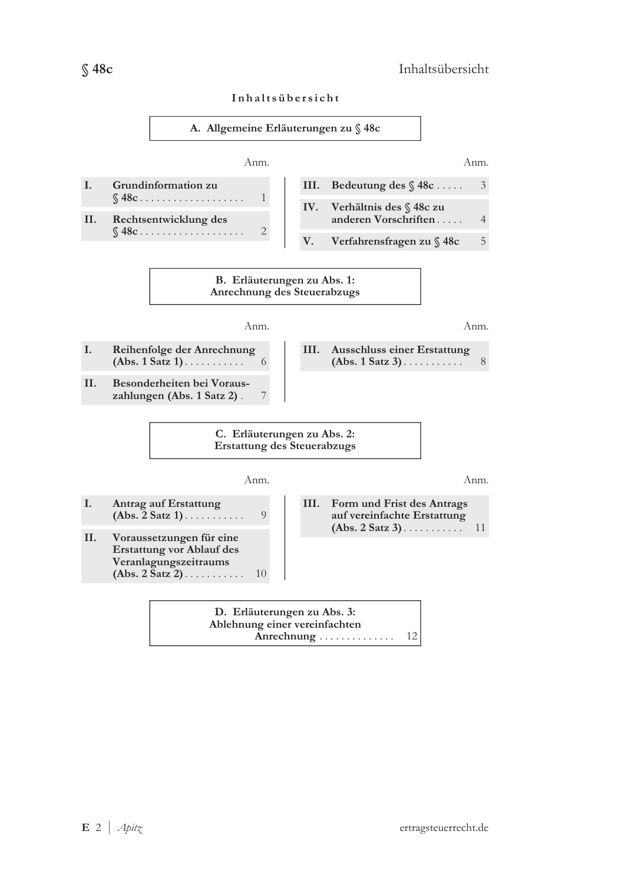# Inhaltsübersicht

## A. Allgemeine Erläuterungen zu § 48c

| | | Anm. |
|---|---|---|
| I. | Grundinformation zu § 48c | 1 |
| II. | Rechtsentwicklung des § 48c | 2 |
| III. | Bedeutung des § 48c | 3 |
| IV. | Verhältnis des § 48c zu anderen Vorschriften | 4 |
| V. | Verfahrensfragen zu § 48c | 5 |

## B. Erläuterungen zu Abs. 1: Anrechnung des Steuerabzugs

| | | Anm. |
|---|---|---|
| I. | Reihenfolge der Anrechnung (Abs. 1 Satz 1) | 6 |
| II. | Besonderheiten bei Vorauszahlungen (Abs. 1 Satz 2) | 7 |
| III. | Ausschluss einer Erstattung (Abs. 1 Satz 3) | 8 |

## C. Erläuterungen zu Abs. 2: Erstattung des Steuerabzugs

| | | Anm. |
|---|---|---|
| I. | Antrag auf Erstattung (Abs. 2 Satz 1) | 9 |
| II. | Voraussetzungen für eine Erstattung vor Ablauf des Veranlagungszeitraums (Abs. 2 Satz 2) | 10 |
| III. | Form und Frist des Antrags auf vereinfachte Erstattung (Abs. 2 Satz 3) | 11 |

## D. Erläuterungen zu Abs. 3: Ablehnung einer vereinfachten Anrechnung ... 12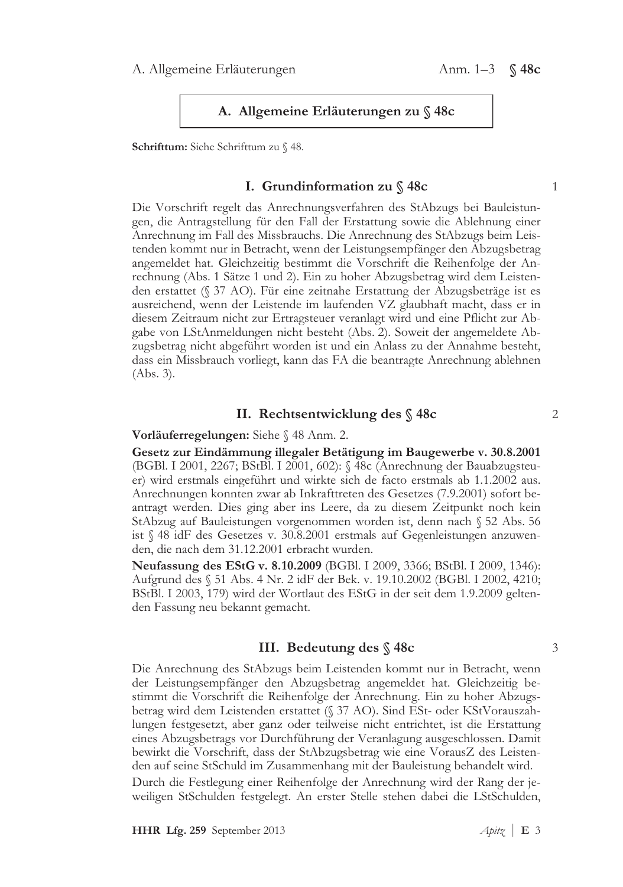## A. Allgemeine Erläuterungen zu § 48c

**Schrifttum:** Siehe Schrifttum zu § 48.

### I. Grundinformation zu § 48c

1

Die Vorschrift regelt das Anrechnungsverfahren des StAbzugs bei Bauleistungen, die Antragstellung für den Fall der Erstattung sowie die Ablehnung einer Anrechnung im Fall des Missbrauchs. Die Anrechnung des StAbzugs beim Leistenden kommt nur in Betracht, wenn der Leistungsempfänger den Abzugsbetrag angemeldet hat. Gleichzeitig bestimmt die Vorschrift die Reihenfolge der Anrechnung (Abs. 1 Sätze 1 und 2). Ein zu hoher Abzugsbetrag wird dem Leistenden erstattet (§ 37 AO). Für eine zeitnahe Erstattung der Abzugsbeträge ist es ausreichend, wenn der Leistende im laufenden VZ glaubhaft macht, dass er in diesem Zeitraum nicht zur Ertragsteuer veranlagt wird und eine Pflicht zur Abgabe von LStAnmeldungen nicht besteht (Abs. 2). Soweit der angemeldete Abzugsbetrag nicht abgeführt worden ist und ein Anlass zu der Annahme besteht, dass ein Missbrauch vorliegt, kann das FA die beantragte Anrechnung ablehnen (Abs. 3).

### II. Rechtsentwicklung des § 48c

2

**Vorläuferregelungen:** Siehe § 48 Anm. 2.

**Gesetz zur Eindämmung illegaler Betätigung im Baugewerbe v. 30.8.2001** (BGBl. I 2001, 2267; BStBl. I 2001, 602): § 48c (Anrechnung der Bauabzugsteuer) wird erstmals eingeführt und wirkte sich de facto erstmals ab 1.1.2002 aus. Anrechnungen konnten zwar ab Inkrafttreten des Gesetzes (7.9.2001) sofort beantragt werden. Dies ging aber ins Leere, da zu diesem Zeitpunkt noch kein StAbzug auf Bauleistungen vorgenommen worden ist, denn nach § 52 Abs. 56 ist § 48 idF des Gesetzes v. 30.8.2001 erstmals auf Gegenleistungen anzuwenden, die nach dem 31.12.2001 erbracht wurden.

**Neufassung des EStG v. 8.10.2009** (BGBl. I 2009, 3366; BStBl. I 2009, 1346): Aufgrund des § 51 Abs. 4 Nr. 2 idF der Bek. v. 19.10.2002 (BGBl. I 2002, 4210; BStBl. I 2003, 179) wird der Wortlaut des EStG in der seit dem 1.9.2009 geltenden Fassung neu bekannt gemacht.

### III. Bedeutung des § 48c

3

Die Anrechnung des StAbzugs beim Leistenden kommt nur in Betracht, wenn der Leistungsempfänger den Abzugsbetrag angemeldet hat. Gleichzeitig bestimmt die Vorschrift die Reihenfolge der Anrechnung. Ein zu hoher Abzugsbetrag wird dem Leistenden erstattet (§ 37 AO). Sind ESt- oder KStVorauszahlungen festgesetzt, aber ganz oder teilweise nicht entrichtet, ist die Erstattung eines Abzugsbetrags vor Durchführung der Veranlagung ausgeschlossen. Damit bewirkt die Vorschrift, dass der StAbzugsbetrag wie eine VorausZ des Leistenden auf seine StSchuld im Zusammenhang mit der Bauleistung behandelt wird.

Durch die Festlegung einer Reihenfolge der Anrechnung wird der Rang der jeweiligen StSchulden festgelegt. An erster Stelle stehen dabei die LStSchulden,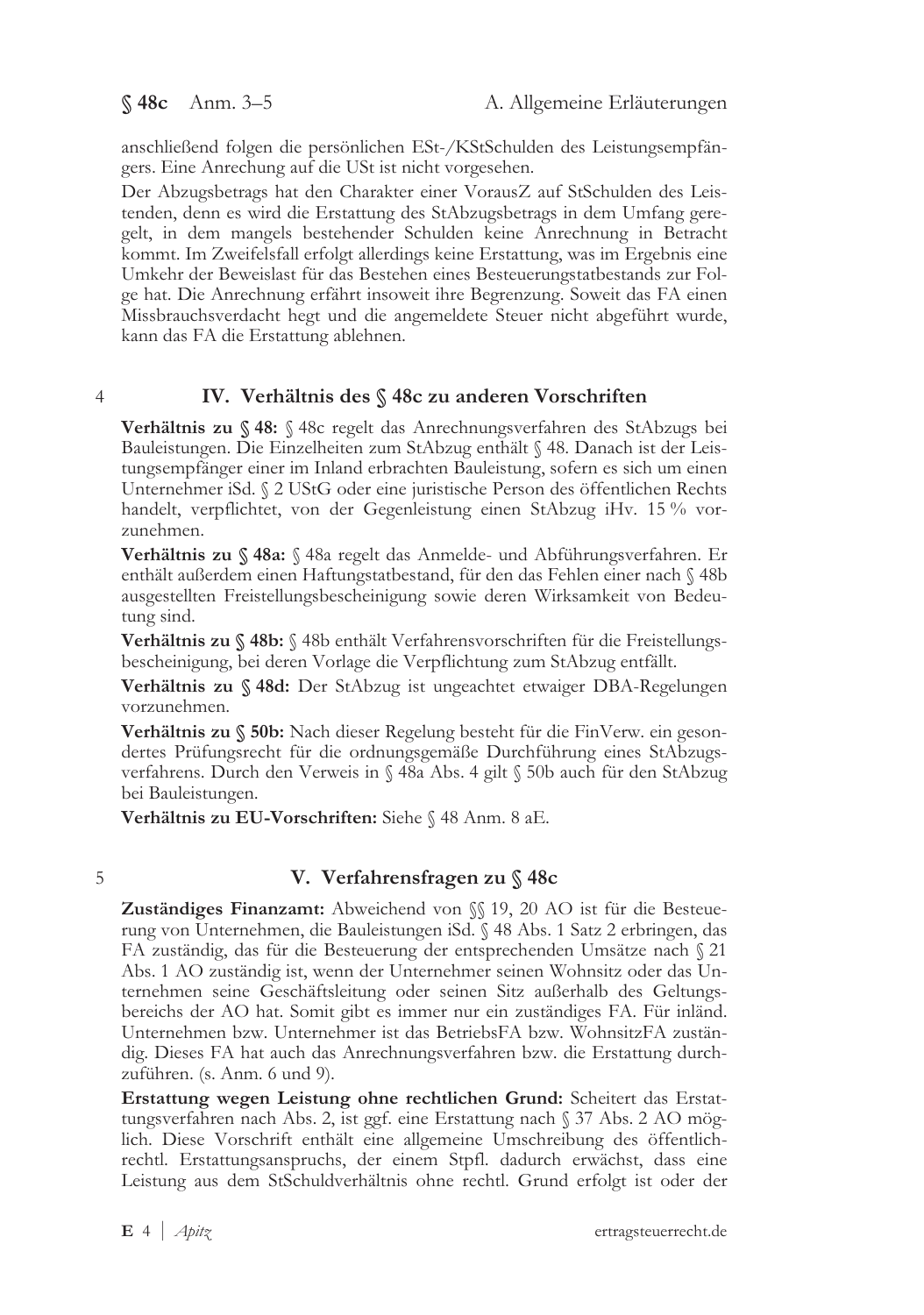anschließend folgen die persönlichen ESt-/KStSchulden des Leistungsempfängers. Eine Anrechung auf die USt ist nicht vorgesehen.

Der Abzugsbetrags hat den Charakter einer VorausZ auf StSchulden des Leistenden, denn es wird die Erstattung des StAbzugsbetrags in dem Umfang geregelt, in dem mangels bestehender Schulden keine Anrechnung in Betracht kommt. Im Zweifelsfall erfolgt allerdings keine Erstattung, was im Ergebnis eine Umkehr der Beweislast für das Bestehen eines Besteuerungstatbestands zur Folge hat. Die Anrechnung erfährt insoweit ihre Begrenzung. Soweit das FA einen Missbrauchsverdacht hegt und die angemeldete Steuer nicht abgeführt wurde, kann das FA die Erstattung ablehnen.

4

## IV. Verhältnis des § 48c zu anderen Vorschriften

**Verhältnis zu § 48:** § 48c regelt das Anrechnungsverfahren des StAbzugs bei Bauleistungen. Die Einzelheiten zum StAbzug enthält § 48. Danach ist der Leistungsempfänger einer im Inland erbrachten Bauleistung, sofern es sich um einen Unternehmer iSd. § 2 UStG oder eine juristische Person des öffentlichen Rechts handelt, verpflichtet, von der Gegenleistung einen StAbzug iHv. 15 % vorzunehmen.

**Verhältnis zu § 48a:** § 48a regelt das Anmelde- und Abführungsverfahren. Er enthält außerdem einen Haftungstatbestand, für den das Fehlen einer nach § 48b ausgestellten Freistellungsbescheinigung sowie deren Wirksamkeit von Bedeutung sind.

**Verhältnis zu § 48b:** § 48b enthält Verfahrensvorschriften für die Freistellungsbescheinigung, bei deren Vorlage die Verpflichtung zum StAbzug entfällt.

**Verhältnis zu § 48d:** Der StAbzug ist ungeachtet etwaiger DBA-Regelungen vorzunehmen.

**Verhältnis zu § 50b:** Nach dieser Regelung besteht für die FinVerw. ein gesondertes Prüfungsrecht für die ordnungsgemäße Durchführung eines StAbzugsverfahrens. Durch den Verweis in § 48a Abs. 4 gilt § 50b auch für den StAbzug bei Bauleistungen.

**Verhältnis zu EU-Vorschriften:** Siehe § 48 Anm. 8 aE.

5

## V. Verfahrensfragen zu § 48c

**Zuständiges Finanzamt:** Abweichend von §§ 19, 20 AO ist für die Besteuerung von Unternehmen, die Bauleistungen iSd. § 48 Abs. 1 Satz 2 erbringen, das FA zuständig, das für die Besteuerung der entsprechenden Umsätze nach § 21 Abs. 1 AO zuständig ist, wenn der Unternehmer seinen Wohnsitz oder das Unternehmen seine Geschäftsleitung oder seinen Sitz außerhalb des Geltungsbereichs der AO hat. Somit gibt es immer nur ein zuständiges FA. Für inländ. Unternehmen bzw. Unternehmer ist das BetriebsFA bzw. WohnsitzFA zuständig. Dieses FA hat auch das Anrechnungsverfahren bzw. die Erstattung durchzuführen. (s. Anm. 6 und 9).

**Erstattung wegen Leistung ohne rechtlichen Grund:** Scheitert das Erstattungsverfahren nach Abs. 2, ist ggf. eine Erstattung nach § 37 Abs. 2 AO möglich. Diese Vorschrift enthält eine allgemeine Umschreibung des öffentlichrechtl. Erstattungsanspruchs, der einem Stpfl. dadurch erwächst, dass eine Leistung aus dem StSchuldverhältnis ohne rechtl. Grund erfolgt ist oder der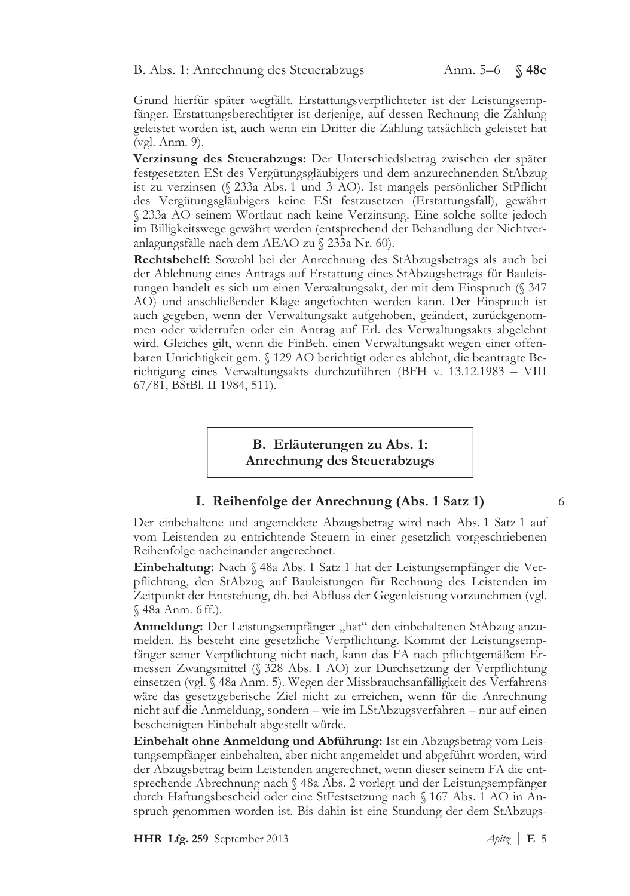Grund hierfür später wegfällt. Erstattungsverpflichteter ist der Leistungsempfänger. Erstattungsberechtigter ist derjenige, auf dessen Rechnung die Zahlung geleistet worden ist, auch wenn ein Dritter die Zahlung tatsächlich geleistet hat (vgl. Anm. 9).

**Verzinsung des Steuerabzugs:** Der Unterschiedsbetrag zwischen der später festgesetzten ESt des Vergütungsgläubigers und dem anzurechnenden StAbzug ist zu verzinsen (§ 233a Abs. 1 und 3 AO). Ist mangels persönlicher StPflicht des Vergütungsgläubigers keine ESt festzusetzen (Erstattungsfall), gewährt § 233a AO seinem Wortlaut nach keine Verzinsung. Eine solche sollte jedoch im Billigkeitswege gewährt werden (entsprechend der Behandlung der Nichtveranlagungsfälle nach dem AEAO zu § 233a Nr. 60).

**Rechtsbehelf:** Sowohl bei der Anrechnung des StAbzugsbetrags als auch bei der Ablehnung eines Antrags auf Erstattung eines StAbzugsbetrags für Bauleistungen handelt es sich um einen Verwaltungsakt, der mit dem Einspruch (§ 347 AO) und anschließender Klage angefochten werden kann. Der Einspruch ist auch gegeben, wenn der Verwaltungsakt aufgehoben, geändert, zurückgenommen oder widerrufen oder ein Antrag auf Erl. des Verwaltungsakts abgelehnt wird. Gleiches gilt, wenn die FinBeh. einen Verwaltungsakt wegen einer offenbaren Unrichtigkeit gem. § 129 AO berichtigt oder es ablehnt, die beantragte Berichtigung eines Verwaltungsakts durchzuführen (BFH v. 13.12.1983 – VIII 67/81, BStBl. II 1984, 511).

## B. Erläuterungen zu Abs. 1: Anrechnung des Steuerabzugs

### I. Reihenfolge der Anrechnung (Abs. 1 Satz 1)

6

Der einbehaltene und angemeldete Abzugsbetrag wird nach Abs. 1 Satz 1 auf vom Leistenden zu entrichtende Steuern in einer gesetzlich vorgeschriebenen Reihenfolge nacheinander angerechnet.

**Einbehaltung:** Nach § 48a Abs. 1 Satz 1 hat der Leistungsempfänger die Verpflichtung, den StAbzug auf Bauleistungen für Rechnung des Leistenden im Zeitpunkt der Entstehung, dh. bei Abfluss der Gegenleistung vorzunehmen (vgl. § 48a Anm. 6 ff.).

**Anmeldung:** Der Leistungsempfänger „hat" den einbehaltenen StAbzug anzumelden. Es besteht eine gesetzliche Verpflichtung. Kommt der Leistungsempfänger seiner Verpflichtung nicht nach, kann das FA nach pflichtgemäßem Ermessen Zwangsmittel (§ 328 Abs. 1 AO) zur Durchsetzung der Verpflichtung einsetzen (vgl. § 48a Anm. 5). Wegen der Missbrauchsanfälligkeit des Verfahrens wäre das gesetzgeberische Ziel nicht zu erreichen, wenn für die Anrechnung nicht auf die Anmeldung, sondern – wie im LStAbzugsverfahren – nur auf einen bescheinigten Einbehalt abgestellt würde.

**Einbehalt ohne Anmeldung und Abführung:** Ist ein Abzugsbetrag vom Leistungsempfänger einbehalten, aber nicht angemeldet und abgeführt worden, wird der Abzugsbetrag beim Leistenden angerechnet, wenn dieser seinem FA die entsprechende Abrechnung nach § 48a Abs. 2 vorlegt und der Leistungsempfänger durch Haftungsbescheid oder eine StFestsetzung nach § 167 Abs. 1 AO in Anspruch genommen worden ist. Bis dahin ist eine Stundung der dem StAbzugs-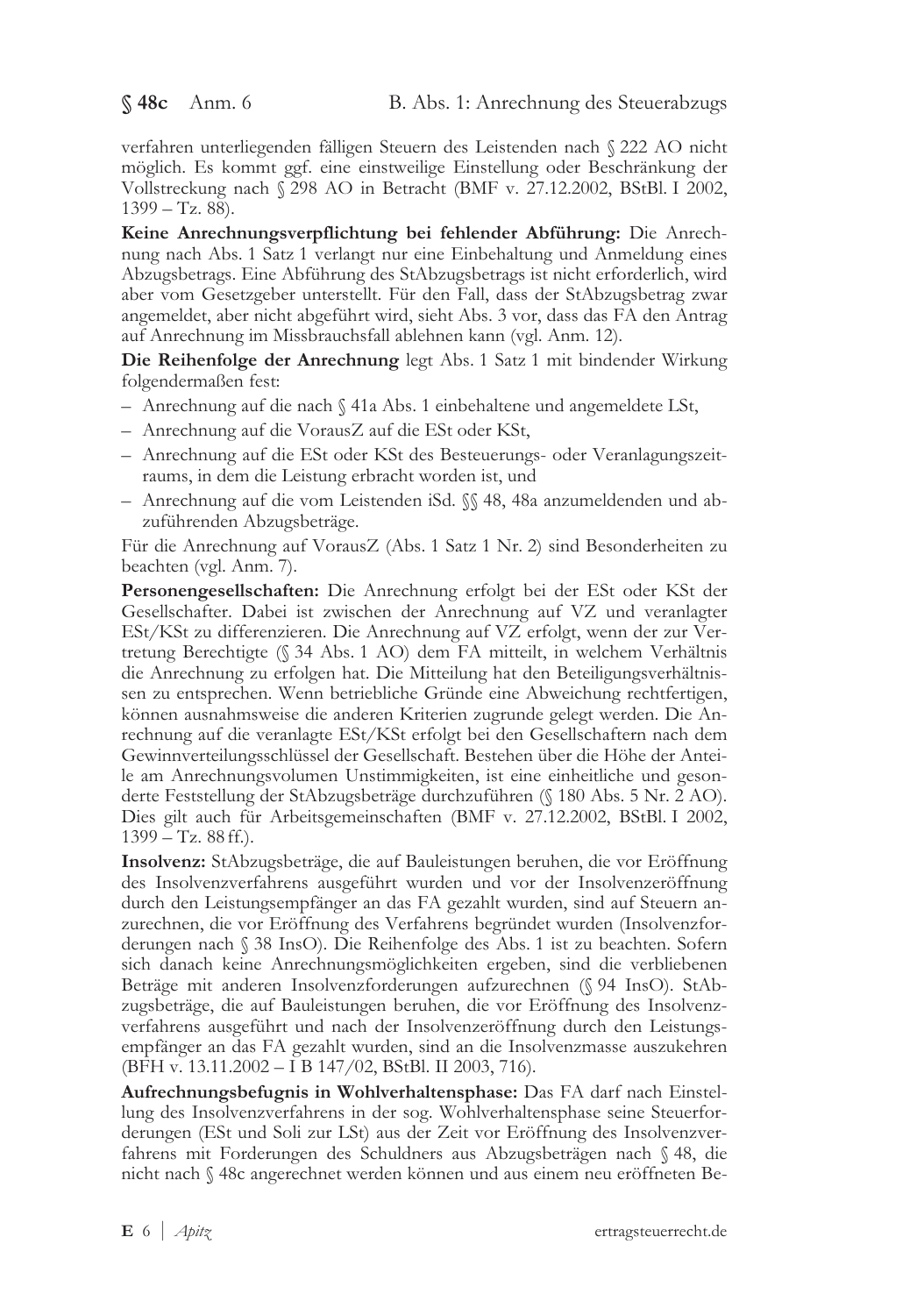verfahren unterliegenden fälligen Steuern des Leistenden nach § 222 AO nicht möglich. Es kommt ggf. eine einstweilige Einstellung oder Beschränkung der Vollstreckung nach § 298 AO in Betracht (BMF v. 27.12.2002, BStBl. I 2002, 1399 – Tz. 88).

**Keine Anrechnungsverpflichtung bei fehlender Abführung:** Die Anrechnung nach Abs. 1 Satz 1 verlangt nur eine Einbehaltung und Anmeldung eines Abzugsbetrags. Eine Abführung des StAbzugsbetrags ist nicht erforderlich, wird aber vom Gesetzgeber unterstellt. Für den Fall, dass der StAbzugsbetrag zwar angemeldet, aber nicht abgeführt wird, sieht Abs. 3 vor, dass das FA den Antrag auf Anrechnung im Missbrauchsfall ablehnen kann (vgl. Anm. 12).

**Die Reihenfolge der Anrechnung** legt Abs. 1 Satz 1 mit bindender Wirkung folgendermaßen fest:

- Anrechnung auf die nach § 41a Abs. 1 einbehaltene und angemeldete LSt,
- Anrechnung auf die VorausZ auf die ESt oder KSt,
- Anrechnung auf die ESt oder KSt des Besteuerungs- oder Veranlagungszeitraums, in dem die Leistung erbracht worden ist, und
- Anrechnung auf die vom Leistenden iSd. §§ 48, 48a anzumeldenden und abzuführenden Abzugsbeträge.

Für die Anrechnung auf VorausZ (Abs. 1 Satz 1 Nr. 2) sind Besonderheiten zu beachten (vgl. Anm. 7).

**Personengesellschaften:** Die Anrechnung erfolgt bei der ESt oder KSt der Gesellschafter. Dabei ist zwischen der Anrechnung auf VZ und veranlagter ESt/KSt zu differenzieren. Die Anrechnung auf VZ erfolgt, wenn der zur Vertretung Berechtigte (§ 34 Abs. 1 AO) dem FA mitteilt, in welchem Verhältnis die Anrechnung zu erfolgen hat. Die Mitteilung hat den Beteiligungsverhältnissen zu entsprechen. Wenn betriebliche Gründe eine Abweichung rechtfertigen, können ausnahmsweise die anderen Kriterien zugrunde gelegt werden. Die Anrechnung auf die veranlagte ESt/KSt erfolgt bei den Gesellschaftern nach dem Gewinnverteilungsschlüssel der Gesellschaft. Bestehen über die Höhe der Anteile am Anrechnungsvolumen Unstimmigkeiten, ist eine einheitliche und gesonderte Feststellung der StAbzugsbeträge durchzuführen (§ 180 Abs. 5 Nr. 2 AO). Dies gilt auch für Arbeitsgemeinschaften (BMF v. 27.12.2002, BStBl. I 2002, 1399 – Tz. 88 ff.).

**Insolvenz:** StAbzugsbeträge, die auf Bauleistungen beruhen, die vor Eröffnung des Insolvenzverfahrens ausgeführt wurden und vor der Insolvenzeröffnung durch den Leistungsempfänger an das FA gezahlt wurden, sind auf Steuern anzurechnen, die vor Eröffnung des Verfahrens begründet wurden (Insolvenzforderungen nach § 38 InsO). Die Reihenfolge des Abs. 1 ist zu beachten. Sofern sich danach keine Anrechnungsmöglichkeiten ergeben, sind die verbliebenen Beträge mit anderen Insolvenzforderungen aufzurechnen (§ 94 InsO). StAbzugsbeträge, die auf Bauleistungen beruhen, die vor Eröffnung des Insolvenzverfahrens ausgeführt und nach der Insolvenzeröffnung durch den Leistungsempfänger an das FA gezahlt wurden, sind an die Insolvenzmasse auszukehren (BFH v. 13.11.2002 – I B 147/02, BStBl. II 2003, 716).

**Aufrechnungsbefugnis in Wohlverhaltensphase:** Das FA darf nach Einstellung des Insolvenzverfahrens in der sog. Wohlverhaltensphase seine Steuerforderungen (ESt und Soli zur LSt) aus der Zeit vor Eröffnung des Insolvenzverfahrens mit Forderungen des Schuldners aus Abzugsbeträgen nach § 48, die nicht nach § 48c angerechnet werden können und aus einem neu eröffneten Be-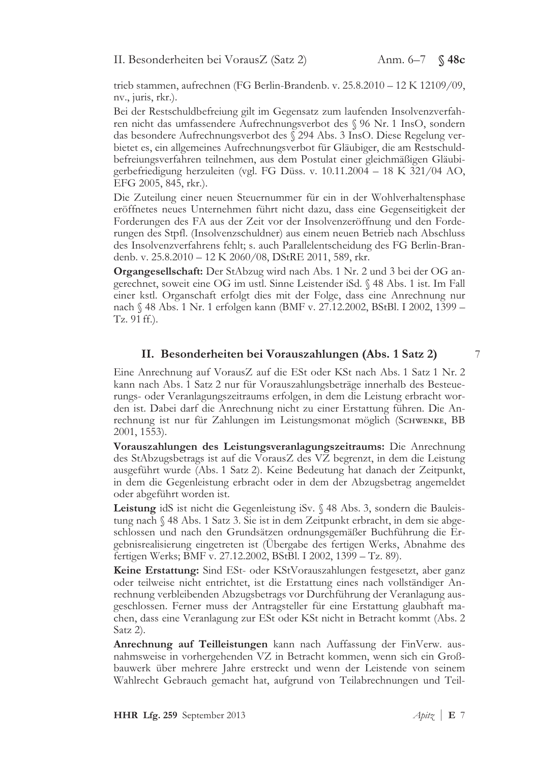trieb stammen, aufrechnen (FG Berlin-Brandenb. v. 25.8.2010 – 12 K 12109/09, nv., juris, rkr.).

Bei der Restschuldbefreiung gilt im Gegensatz zum laufenden Insolvenzverfahren nicht das umfassendere Aufrechnungsverbot des § 96 Nr. 1 InsO, sondern das besondere Aufrechnungsverbot des § 294 Abs. 3 InsO. Diese Regelung verbietet es, ein allgemeines Aufrechnungsverbot für Gläubiger, die am Restschuldbefreiungsverfahren teilnehmen, aus dem Postulat einer gleichmäßigen Gläubigerbefriedigung herzuleiten (vgl. FG Düss. v. 10.11.2004 – 18 K 321/04 AO, EFG 2005, 845, rkr.).

Die Zuteilung einer neuen Steuernummer für ein in der Wohlverhaltensphase eröffnetes neues Unternehmen führt nicht dazu, dass eine Gegenseitigkeit der Forderungen des FA aus der Zeit vor der Insolvenzeröffnung und den Forderungen des Stpfl. (Insolvenzschuldner) aus einem neuen Betrieb nach Abschluss des Insolvenzverfahrens fehlt; s. auch Parallelentscheidung des FG Berlin-Brandenb. v. 25.8.2010 – 12 K 2060/08, DStRE 2011, 589, rkr.

**Organgesellschaft:** Der StAbzug wird nach Abs. 1 Nr. 2 und 3 bei der OG angerechnet, soweit eine OG im ustl. Sinne Leistender iSd. § 48 Abs. 1 ist. Im Fall einer kstl. Organschaft erfolgt dies mit der Folge, dass eine Anrechnung nur nach § 48 Abs. 1 Nr. 1 erfolgen kann (BMF v. 27.12.2002, BStBl. I 2002, 1399 – Tz. 91 ff.).

## II. Besonderheiten bei Vorauszahlungen (Abs. 1 Satz 2)

7

Eine Anrechnung auf VorausZ auf die ESt oder KSt nach Abs. 1 Satz 1 Nr. 2 kann nach Abs. 1 Satz 2 nur für Vorauszahlungsbeträge innerhalb des Besteuerungs- oder Veranlagungszeitraums erfolgen, in dem die Leistung erbracht worden ist. Dabei darf die Anrechnung nicht zu einer Erstattung führen. Die Anrechnung ist nur für Zahlungen im Leistungsmonat möglich (Schwenke, BB 2001, 1553).

**Vorauszahlungen des Leistungsveranlagungszeitraums:** Die Anrechnung des StAbzugsbetrags ist auf die VorausZ des VZ begrenzt, in dem die Leistung ausgeführt wurde (Abs. 1 Satz 2). Keine Bedeutung hat danach der Zeitpunkt, in dem die Gegenleistung erbracht oder in dem der Abzugsbetrag angemeldet oder abgeführt worden ist.

**Leistung** idS ist nicht die Gegenleistung iSv. § 48 Abs. 3, sondern die Bauleistung nach § 48 Abs. 1 Satz 3. Sie ist in dem Zeitpunkt erbracht, in dem sie abgeschlossen und nach den Grundsätzen ordnungsgemäßer Buchführung die Ergebnisrealisierung eingetreten ist (Übergabe des fertigen Werks, Abnahme des fertigen Werks; BMF v. 27.12.2002, BStBl. I 2002, 1399 – Tz. 89).

**Keine Erstattung:** Sind ESt- oder KStVorauszahlungen festgesetzt, aber ganz oder teilweise nicht entrichtet, ist die Erstattung eines nach vollständiger Anrechnung verbleibenden Abzugsbetrags vor Durchführung der Veranlagung ausgeschlossen. Ferner muss der Antragsteller für eine Erstattung glaubhaft machen, dass eine Veranlagung zur ESt oder KSt nicht in Betracht kommt (Abs. 2 Satz 2).

**Anrechnung auf Teilleistungen** kann nach Auffassung der FinVerw. ausnahmsweise in vorhergehenden VZ in Betracht kommen, wenn sich ein Großbauwerk über mehrere Jahre erstreckt und wenn der Leistende von seinem Wahlrecht Gebrauch gemacht hat, aufgrund von Teilabrechnungen und Teil-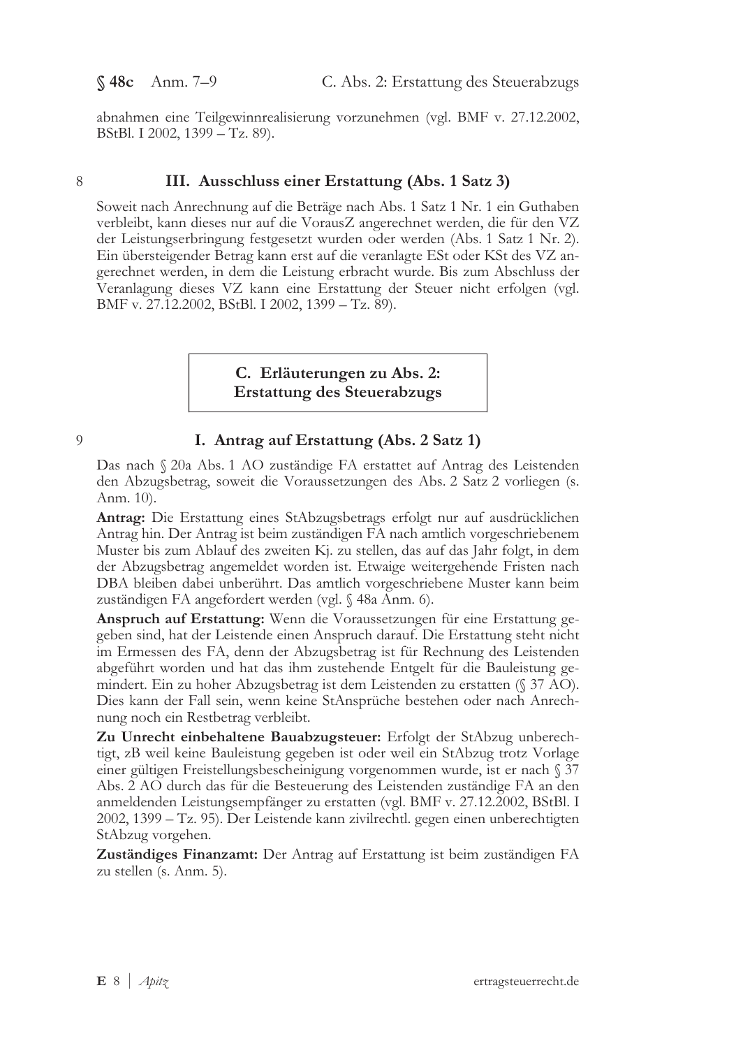abnahmen eine Teilgewinnrealisierung vorzunehmen (vgl. BMF v. 27.12.2002, BStBl. I 2002, 1399 – Tz. 89).

8

### III. Ausschluss einer Erstattung (Abs. 1 Satz 3)

Soweit nach Anrechnung auf die Beträge nach Abs. 1 Satz 1 Nr. 1 ein Guthaben verbleibt, kann dieses nur auf die VorausZ angerechnet werden, die für den VZ der Leistungserbringung festgesetzt wurden oder werden (Abs. 1 Satz 1 Nr. 2). Ein übersteigender Betrag kann erst auf die veranlagte ESt oder KSt des VZ angerechnet werden, in dem die Leistung erbracht wurde. Bis zum Abschluss der Veranlagung dieses VZ kann eine Erstattung der Steuer nicht erfolgen (vgl. BMF v. 27.12.2002, BStBl. I 2002, 1399 – Tz. 89).

## C. Erläuterungen zu Abs. 2: Erstattung des Steuerabzugs

9

### I. Antrag auf Erstattung (Abs. 2 Satz 1)

Das nach § 20a Abs. 1 AO zuständige FA erstattet auf Antrag des Leistenden den Abzugsbetrag, soweit die Voraussetzungen des Abs. 2 Satz 2 vorliegen (s. Anm. 10).

**Antrag:** Die Erstattung eines StAbzugsbetrags erfolgt nur auf ausdrücklichen Antrag hin. Der Antrag ist beim zuständigen FA nach amtlich vorgeschriebenem Muster bis zum Ablauf des zweiten Kj. zu stellen, das auf das Jahr folgt, in dem der Abzugsbetrag angemeldet worden ist. Etwaige weitergehende Fristen nach DBA bleiben dabei unberührt. Das amtlich vorgeschriebene Muster kann beim zuständigen FA angefordert werden (vgl. § 48a Anm. 6).

**Anspruch auf Erstattung:** Wenn die Voraussetzungen für eine Erstattung gegeben sind, hat der Leistende einen Anspruch darauf. Die Erstattung steht nicht im Ermessen des FA, denn der Abzugsbetrag ist für Rechnung des Leistenden abgeführt worden und hat das ihm zustehende Entgelt für die Bauleistung gemindert. Ein zu hoher Abzugsbetrag ist dem Leistenden zu erstatten (§ 37 AO). Dies kann der Fall sein, wenn keine StAnsprüche bestehen oder nach Anrechnung noch ein Restbetrag verbleibt.

**Zu Unrecht einbehaltene Bauabzugsteuer:** Erfolgt der StAbzug unberechtigt, zB weil keine Bauleistung gegeben ist oder weil ein StAbzug trotz Vorlage einer gültigen Freistellungsbescheinigung vorgenommen wurde, ist er nach § 37 Abs. 2 AO durch das für die Besteuerung des Leistenden zuständige FA an den anmeldenden Leistungsempfänger zu erstatten (vgl. BMF v. 27.12.2002, BStBl. I 2002, 1399 – Tz. 95). Der Leistende kann zivilrechtl. gegen einen unberechtigten StAbzug vorgehen.

**Zuständiges Finanzamt:** Der Antrag auf Erstattung ist beim zuständigen FA zu stellen (s. Anm. 5).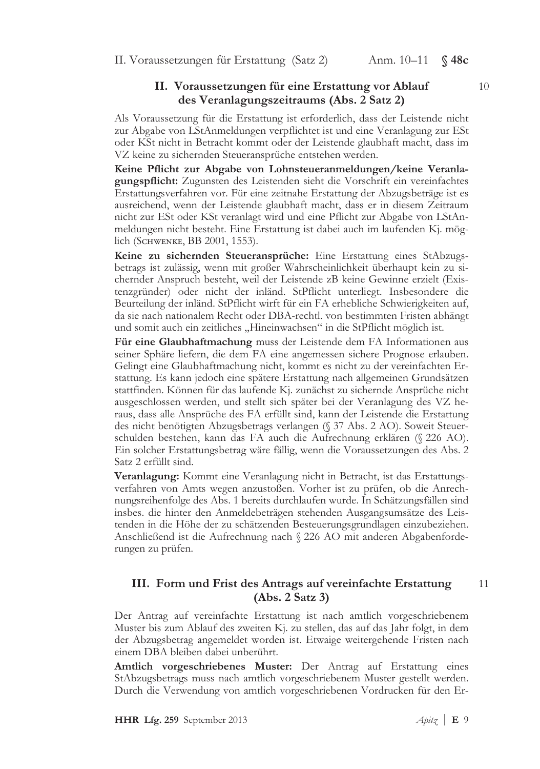## II. Voraussetzungen für eine Erstattung vor Ablauf des Veranlagungszeitraums (Abs. 2 Satz 2)

10

Als Voraussetzung für die Erstattung ist erforderlich, dass der Leistende nicht zur Abgabe von LStAnmeldungen verpflichtet ist und eine Veranlagung zur ESt oder KSt nicht in Betracht kommt oder der Leistende glaubhaft macht, dass im VZ keine zu sichernden Steueransprüche entstehen werden.

**Keine Pflicht zur Abgabe von Lohnsteueranmeldungen/keine Veranlagungspflicht:** Zugunsten des Leistenden sieht die Vorschrift ein vereinfachtes Erstattungsverfahren vor. Für eine zeitnahe Erstattung der Abzugsbeträge ist es ausreichend, wenn der Leistende glaubhaft macht, dass er in diesem Zeitraum nicht zur ESt oder KSt veranlagt wird und eine Pflicht zur Abgabe von LStAnmeldungen nicht besteht. Eine Erstattung ist dabei auch im laufenden Kj. möglich (Schwenke, BB 2001, 1553).

**Keine zu sichernden Steueransprüche:** Eine Erstattung eines StAbzugsbetrags ist zulässig, wenn mit großer Wahrscheinlichkeit überhaupt kein zu sichernder Anspruch besteht, weil der Leistende zB keine Gewinne erzielt (Existenzgründer) oder nicht der inländ. StPflicht unterliegt. Insbesondere die Beurteilung der inländ. StPflicht wirft für ein FA erhebliche Schwierigkeiten auf, da sie nach nationalem Recht oder DBA-rechtl. von bestimmten Fristen abhängt und somit auch ein zeitliches „Hineinwachsen" in die StPflicht möglich ist.

**Für eine Glaubhaftmachung** muss der Leistende dem FA Informationen aus seiner Sphäre liefern, die dem FA eine angemessen sichere Prognose erlauben. Gelingt eine Glaubhaftmachung nicht, kommt es nicht zu der vereinfachten Erstattung. Es kann jedoch eine spätere Erstattung nach allgemeinen Grundsätzen stattfinden. Können für das laufende Kj. zunächst zu sichernde Ansprüche nicht ausgeschlossen werden, und stellt sich später bei der Veranlagung des VZ heraus, dass alle Ansprüche des FA erfüllt sind, kann der Leistende die Erstattung des nicht benötigten Abzugsbetrags verlangen (§ 37 Abs. 2 AO). Soweit Steuerschulden bestehen, kann das FA auch die Aufrechnung erklären (§ 226 AO). Ein solcher Erstattungsbetrag wäre fällig, wenn die Voraussetzungen des Abs. 2 Satz 2 erfüllt sind.

**Veranlagung:** Kommt eine Veranlagung nicht in Betracht, ist das Erstattungsverfahren von Amts wegen anzustoßen. Vorher ist zu prüfen, ob die Anrechnungsreihenfolge des Abs. 1 bereits durchlaufen wurde. In Schätzungsfällen sind insbes. die hinter den Anmeldebeträgen stehenden Ausgangsumsätze des Leistenden in die Höhe der zu schätzenden Besteuerungsgrundlagen einzubeziehen. Anschließend ist die Aufrechnung nach § 226 AO mit anderen Abgabenforderungen zu prüfen.

## III. Form und Frist des Antrags auf vereinfachte Erstattung (Abs. 2 Satz 3)

11

Der Antrag auf vereinfachte Erstattung ist nach amtlich vorgeschriebenem Muster bis zum Ablauf des zweiten Kj. zu stellen, das auf das Jahr folgt, in dem der Abzugsbetrag angemeldet worden ist. Etwaige weitergehende Fristen nach einem DBA bleiben dabei unberührt.

**Amtlich vorgeschriebenes Muster:** Der Antrag auf Erstattung eines StAbzugsbetrags muss nach amtlich vorgeschriebenem Muster gestellt werden. Durch die Verwendung von amtlich vorgeschriebenen Vordrucken für den Er-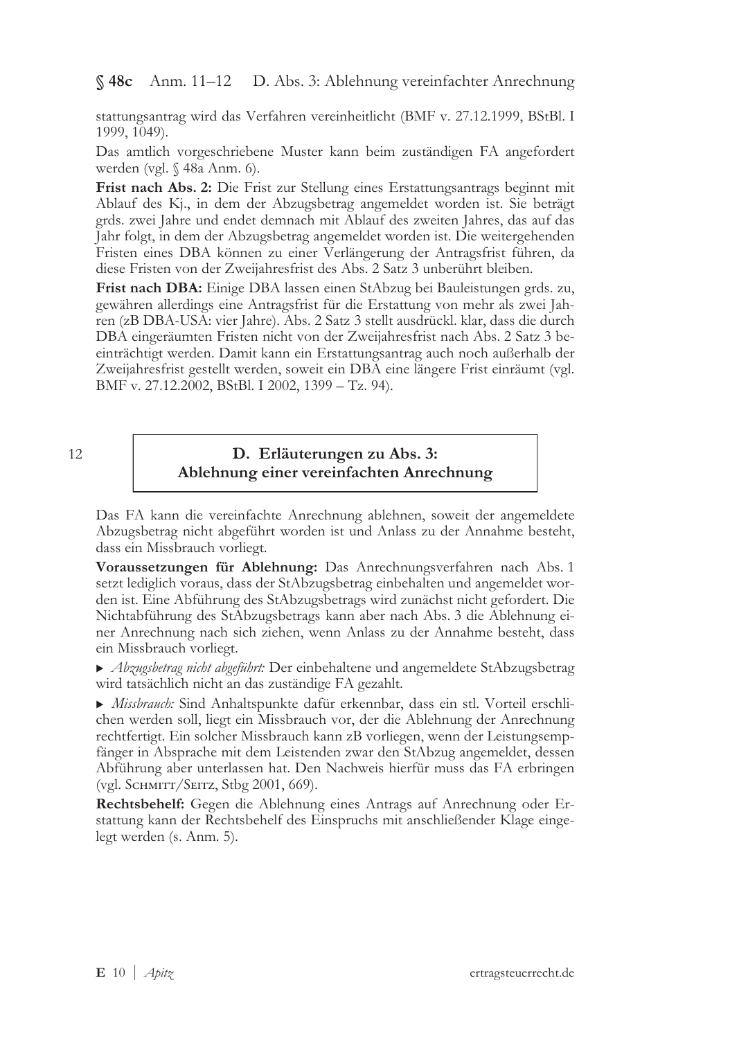stattungsantrag wird das Verfahren vereinheitlicht (BMF v. 27.12.1999, BStBl. I 1999, 1049).

Das amtlich vorgeschriebene Muster kann beim zuständigen FA angefordert werden (vgl. § 48a Anm. 6).

**Frist nach Abs. 2:** Die Frist zur Stellung eines Erstattungsantrags beginnt mit Ablauf des Kj., in dem der Abzugsbetrag angemeldet worden ist. Sie beträgt grds. zwei Jahre und endet demnach mit Ablauf des zweiten Jahres, das auf das Jahr folgt, in dem der Abzugsbetrag angemeldet worden ist. Die weitergehenden Fristen eines DBA können zu einer Verlängerung der Antragsfrist führen, da diese Fristen von der Zweijahresfrist des Abs. 2 Satz 3 unberührt bleiben.

**Frist nach DBA:** Einige DBA lassen einen StAbzug bei Bauleistungen grds. zu, gewähren allerdings eine Antragsfrist für die Erstattung von mehr als zwei Jahren (zB DBA-USA: vier Jahre). Abs. 2 Satz 3 stellt ausdrückl. klar, dass die durch DBA eingeräumten Fristen nicht von der Zweijahresfrist nach Abs. 2 Satz 3 beeinträchtigt werden. Damit kann ein Erstattungsantrag auch noch außerhalb der Zweijahresfrist gestellt werden, soweit ein DBA eine längere Frist einräumt (vgl. BMF v. 27.12.2002, BStBl. I 2002, 1399 – Tz. 94).

12

## D. Erläuterungen zu Abs. 3: Ablehnung einer vereinfachten Anrechnung

Das FA kann die vereinfachte Anrechnung ablehnen, soweit der angemeldete Abzugsbetrag nicht abgeführt worden ist und Anlass zu der Annahme besteht, dass ein Missbrauch vorliegt.

**Voraussetzungen für Ablehnung:** Das Anrechnungsverfahren nach Abs. 1 setzt lediglich voraus, dass der StAbzugsbetrag einbehalten und angemeldet worden ist. Eine Abführung des StAbzugsbetrags wird zunächst nicht gefordert. Die Nichtabführung des StAbzugsbetrags kann aber nach Abs. 3 die Ablehnung einer Anrechnung nach sich ziehen, wenn Anlass zu der Annahme besteht, dass ein Missbrauch vorliegt.

- *Abzugsbetrag nicht abgeführt:* Der einbehaltene und angemeldete StAbzugsbetrag wird tatsächlich nicht an das zuständige FA gezahlt.
- *Missbrauch:* Sind Anhaltspunkte dafür erkennbar, dass ein stl. Vorteil erschlichen werden soll, liegt ein Missbrauch vor, der die Ablehnung der Anrechnung rechtfertigt. Ein solcher Missbrauch kann zB vorliegen, wenn der Leistungsempfänger in Absprache mit dem Leistenden zwar den StAbzug angemeldet, dessen Abführung aber unterlassen hat. Den Nachweis hierfür muss das FA erbringen (vgl. Schmitt/Seitz, Stbg 2001, 669).

**Rechtsbehelf:** Gegen die Ablehnung eines Antrags auf Anrechnung oder Erstattung kann der Rechtsbehelf des Einspruchs mit anschließender Klage eingelegt werden (s. Anm. 5).